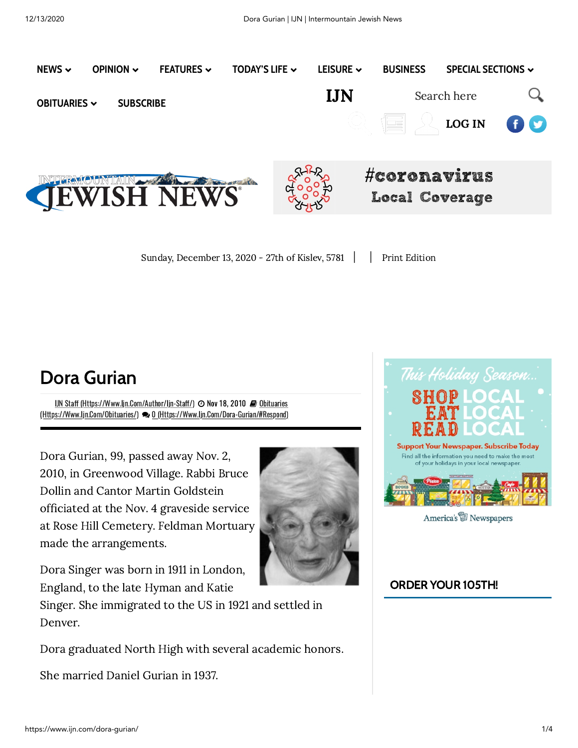# Dora Gurian

IJN Staff (Https://Www.Ijn.Com/Author/Ijn-Staff/) Nov 18, 2010 Obituaries (Https://Www.Ijn.Com/Obituaries/) 0 (Https://Www.Ijn.Com/Dora-Gurian/#Respond)

Dora Gurian, 99, passed away Nov. 2, 2010, in Greenwood Village. Rabbi Bruce Dollin and Cantor Martin Goldstein officiated at the Nov. 4 graveside service at Rose Hill Cemetery. Feldman Mortuary made the arrangements.

Dora Singer was born in 1911 in London, England, to the late Hyman and Katie Singer. She immigrated to the US in 1921 and settled in Denver.

Dora graduated North High with several academic honors.

She married Daniel Gurian in 1937.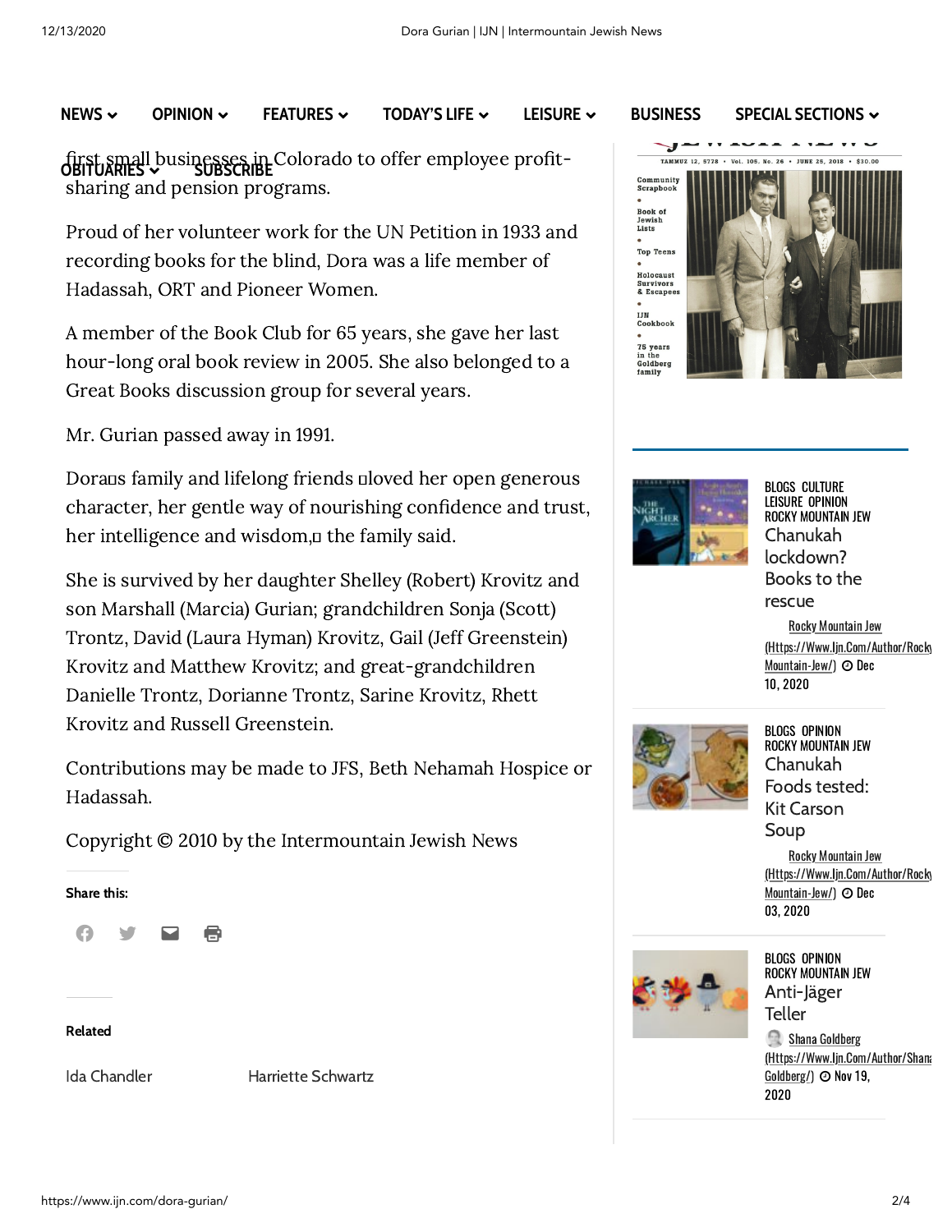NEWS OPINION FEATURES TODAY'S LIFE LEISURE BUSINESS SPECIAL SECTIONS OBITUARIES SUBSCRIBE

first small businesses in Colorado to offer employee profit-sharing and pension programs.

Proud of her volunteer work for the UN Petition in 1933 and recording books for the blind, Dora was a life member of Hadassah, ORT and Pioneer Women.

A member of the Book Club for 65 years, she gave her last hour-long oral book review in 2005. She also belonged to a Great Books discussion group for several years.

Mr. Gurian passed away in 1991.

Dora's family and lifelong friends "loved her open generous character, her gentle way of nourishing confidence and trust, her intelligence and wisdom," the family said.

She is survived by her daughter Shelley (Robert) Krovitz and son Marshall (Marcia) Gurian; grandchildren Sonja (Scott) Trontz, David (Laura Hyman) Krovitz, Gail (Jeff Greenstein) Krovitz and Matthew Krovitz; and great-grandchildren Danielle Trontz, Dorianne Trontz, Sarine Krovitz, Rhett Krovitz and Russell Greenstein.

Contributions may be made to JFS, Beth Nehamah Hospice or Hadassah.

Copyright © 2010 by the Intermountain Jewish News

Share this:

Related

Ida Chandler

Harriette Schwartz

TAMMUZ 12, 5778 • Vol. 105, No. 26 • JUNE 25, 2018 • $30.00

Community Scrapbook • Book of Jewish Lists • Top Teens • Holocaust Survivors & Escapees • IJN Cookbook • 75 years in the Goldberg family

BLOGS CULTURE LEISURE OPINION ROCKY MOUNTAIN JEW

Chanukah lockdown? Books to the rescue

Rocky Mountain Jew (Https://Www.Ijn.Com/Author/Rocky-Mountain-Jew/) Dec 10, 2020

BLOGS OPINION ROCKY MOUNTAIN JEW

Chanukah Foods tested: Kit Carson Soup

Rocky Mountain Jew (Https://Www.Ijn.Com/Author/Rocky-Mountain-Jew/) Dec 03, 2020

BLOGS OPINION ROCKY MOUNTAIN JEW

Anti-Jäger Teller

Shana Goldberg (Https://Www.Ijn.Com/Author/Shana-Goldberg/) Nov 19, 2020